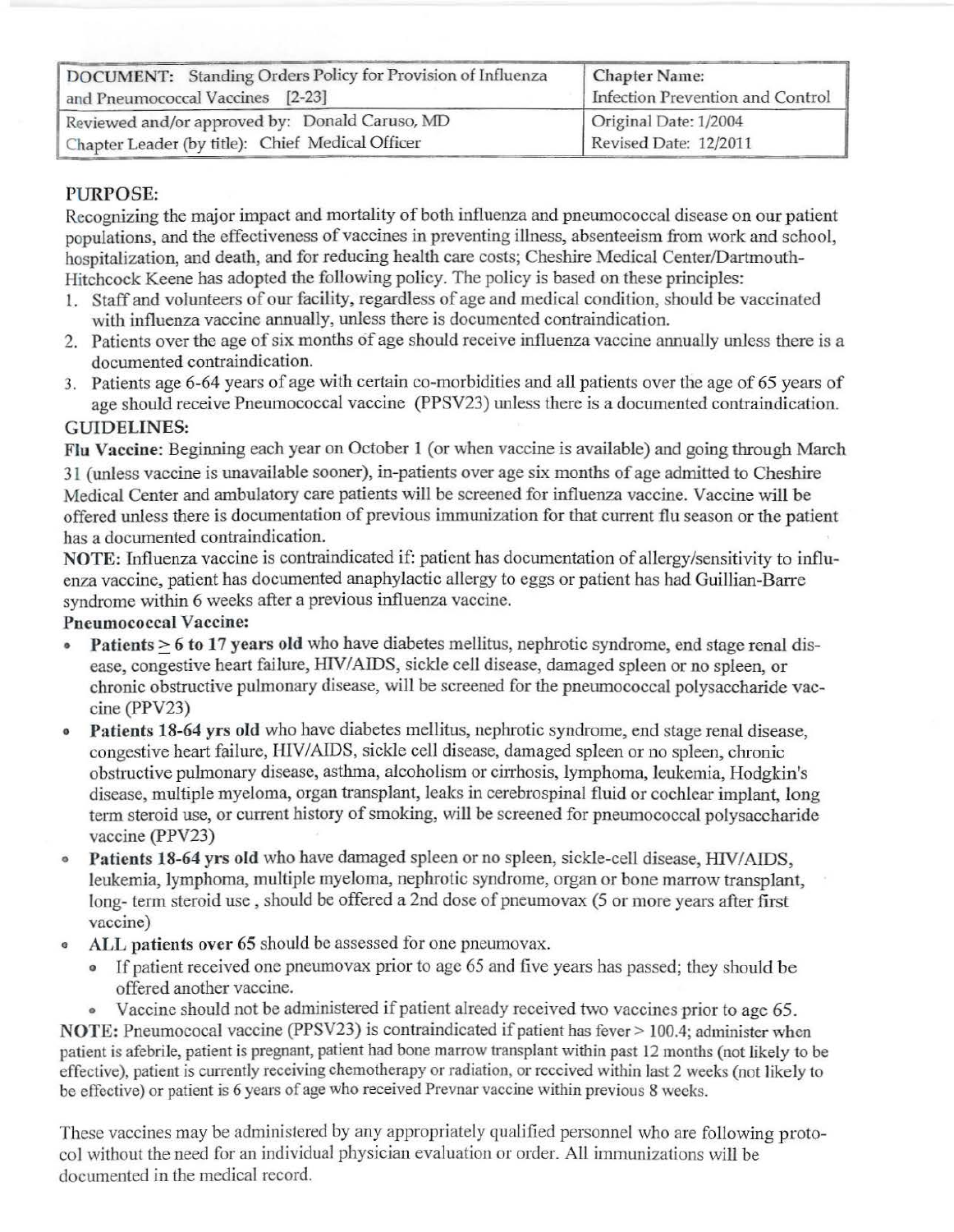| DOCUMENT: Standing Orders Policy for Provision of Influenza and Pneumococcal Vaccines [2-23] | Chapter Name: Infection Prevention and Control |
| --- | --- |
| Reviewed and/or approved by: Donald Caruso, MD<br>Chapter Leader (by title): Chief Medical Officer | Original Date: 1/2004<br>Revised Date: 12/2011 |

## PURPOSE:

Recognizing the major impact and mortality of both influenza and pneumococcal disease on our patient populations, and the effectiveness of vaccines in preventing illness, absenteeism from work and school, hospitalization, and death, and for reducing health care costs; Cheshire Medical Center/Dartmouth-Hitchcock Keene has adopted the following policy. The policy is based on these principles:

1. Staff and volunteers of our facility, regardless of age and medical condition, should be vaccinated with influenza vaccine annually, unless there is documented contraindication.
2. Patients over the age of six months of age should receive influenza vaccine annually unless there is a documented contraindication.
3. Patients age 6-64 years of age with certain co-morbidities and all patients over the age of 65 years of age should receive Pneumococcal vaccine (PPSV23) unless there is a documented contraindication.

## GUIDELINES:

**Flu Vaccine:** Beginning each year on October 1 (or when vaccine is available) and going through March 31 (unless vaccine is unavailable sooner), in-patients over age six months of age admitted to Cheshire Medical Center and ambulatory care patients will be screened for influenza vaccine. Vaccine will be offered unless there is documentation of previous immunization for that current flu season or the patient has a documented contraindication.

**NOTE:** Influenza vaccine is contraindicated if: patient has documentation of allergy/sensitivity to influenza vaccine, patient has documented anaphylactic allergy to eggs or patient has had Guillian-Barre syndrome within 6 weeks after a previous influenza vaccine.

**Pneumococcal Vaccine:**

- **Patients ≥ 6 to 17 years old** who have diabetes mellitus, nephrotic syndrome, end stage renal disease, congestive heart failure, HIV/AIDS, sickle cell disease, damaged spleen or no spleen, or chronic obstructive pulmonary disease, will be screened for the pneumococcal polysaccharide vaccine (PPV23)
- **Patients 18-64 yrs old** who have diabetes mellitus, nephrotic syndrome, end stage renal disease, congestive heart failure, HIV/AIDS, sickle cell disease, damaged spleen or no spleen, chronic obstructive pulmonary disease, asthma, alcoholism or cirrhosis, lymphoma, leukemia, Hodgkin's disease, multiple myeloma, organ transplant, leaks in cerebrospinal fluid or cochlear implant, long term steroid use, or current history of smoking, will be screened for pneumococcal polysaccharide vaccine (PPV23)
- **Patients 18-64 yrs old** who have damaged spleen or no spleen, sickle-cell disease, HIV/AIDS, leukemia, lymphoma, multiple myeloma, nephrotic syndrome, organ or bone marrow transplant, long- term steroid use , should be offered a 2nd dose of pneumovax (5 or more years after first vaccine)
- **ALL patients over 65** should be assessed for one pneumovax.
  - If patient received one pneumovax prior to age 65 and five years has passed; they should be offered another vaccine.
  - Vaccine should not be administered if patient already received two vaccines prior to age 65.

**NOTE:** Pneumococal vaccine (PPSV23) is contraindicated if patient has fever > 100.4; administer when patient is afebrile, patient is pregnant, patient had bone marrow transplant within past 12 months (not likely to be effective), patient is currently receiving chemotherapy or radiation, or received within last 2 weeks (not likely to be effective) or patient is 6 years of age who received Prevnar vaccine within previous 8 weeks.

These vaccines may be administered by any appropriately qualified personnel who are following protocol without the need for an individual physician evaluation or order. All immunizations will be documented in the medical record.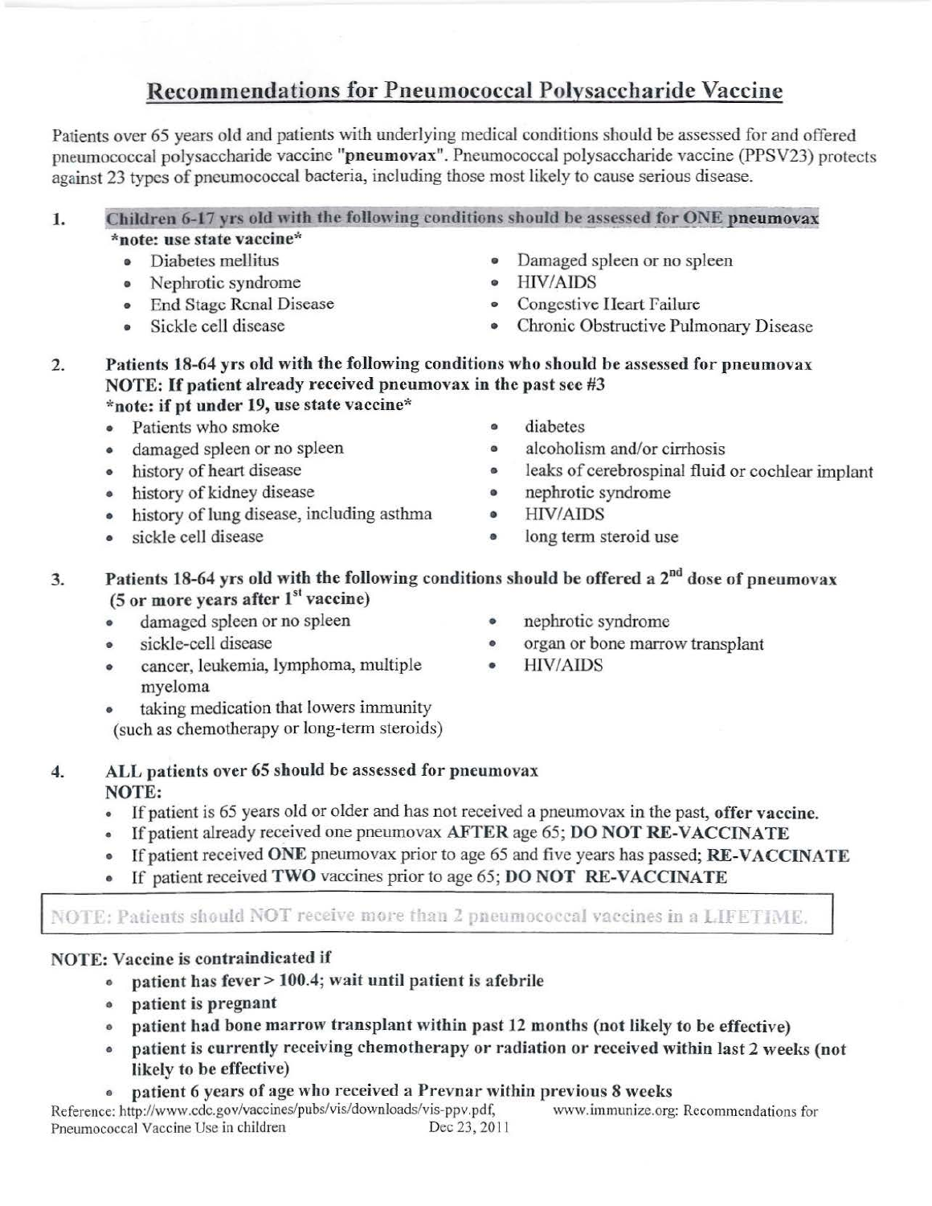# Recommendations for Pneumococcal Polysaccharide Vaccine

Patients over 65 years old and patients with underlying medical conditions should be assessed for and offered pneumococcal polysaccharide vaccine **"pneumovax"**. Pneumococcal polysaccharide vaccine (PPSV23) protects against 23 types of pneumococcal bacteria, including those most likely to cause serious disease.

**1. Children 6-17 yrs old with the following conditions should be assessed for ONE pneumovax**
**\*note: use state vaccine\***

- Diabetes mellitus
- Nephrotic syndrome
- End Stage Renal Disease
- Sickle cell disease
- Damaged spleen or no spleen
- HIV/AIDS
- Congestive Heart Failure
- Chronic Obstructive Pulmonary Disease

**2. Patients 18-64 yrs old with the following conditions who should be assessed for pneumovax**
**NOTE: If patient already received pneumovax in the past see #3**
**\*note: if pt under 19, use state vaccine\***

- Patients who smoke
- damaged spleen or no spleen
- history of heart disease
- history of kidney disease
- history of lung disease, including asthma
- sickle cell disease
- diabetes
- alcoholism and/or cirrhosis
- leaks of cerebrospinal fluid or cochlear implant
- nephrotic syndrome
- HIV/AIDS
- long term steroid use

**3. Patients 18-64 yrs old with the following conditions should be offered a 2nd dose of pneumovax (5 or more years after 1st vaccine)**

- damaged spleen or no spleen
- sickle-cell disease
- cancer, leukemia, lymphoma, multiple myeloma
- taking medication that lowers immunity (such as chemotherapy or long-term steroids)
- nephrotic syndrome
- organ or bone marrow transplant
- HIV/AIDS

**4. ALL patients over 65 should be assessed for pneumovax**
**NOTE:**

- If patient is 65 years old or older and has not received a pneumovax in the past, **offer vaccine.**
- If patient already received one pneumovax **AFTER** age 65; **DO NOT RE-VACCINATE**
- If patient received **ONE** pneumovax prior to age 65 and five years has passed; **RE-VACCINATE**
- If patient received **TWO** vaccines prior to age 65; **DO NOT RE-VACCINATE**

NOTE: Patients should NOT receive more than 2 pneumococcal vaccines in a LIFETIME.

**NOTE: Vaccine is contraindicated if**

- **patient has fever > 100.4; wait until patient is afebrile**
- **patient is pregnant**
- **patient had bone marrow transplant within past 12 months (not likely to be effective)**
- **patient is currently receiving chemotherapy or radiation or received within last 2 weeks (not likely to be effective)**
- **patient 6 years of age who received a Prevnar within previous 8 weeks**

Reference: http://www.cdc.gov/vaccines/pubs/vis/downloads/vis-ppv.pdf, www.immunize.org: Recommendations for Pneumococcal Vaccine Use in children Dec 23, 2011